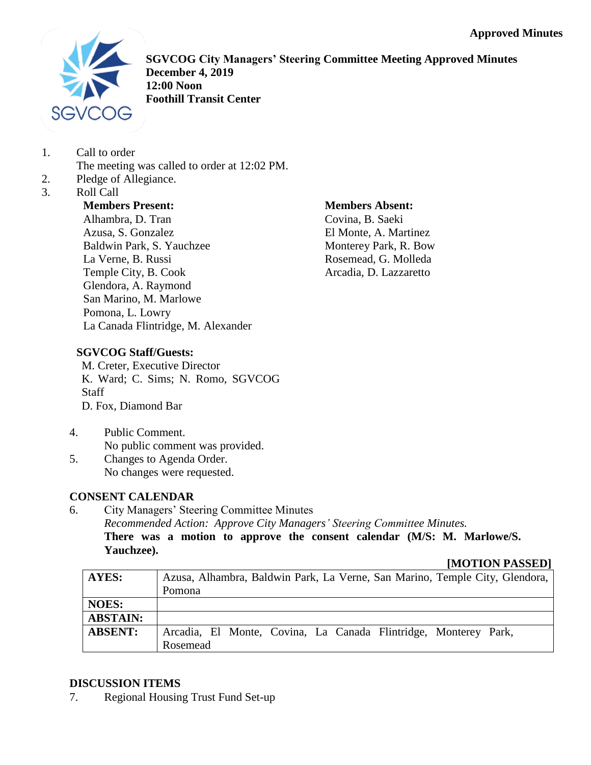Approved Minutes

**SGVCOG City Managers' Steering Committee Meeting Approved Minutes**
**December 4, 2019**
**12:00 Noon**
**Foothill Transit Center**

1. Call to order
   The meeting was called to order at 12:02 PM.
2. Pledge of Allegiance.
3. Roll Call

**Members Present:**
Alhambra, D. Tran
Azusa, S. Gonzalez
Baldwin Park, S. Yauchzee
La Verne, B. Russi
Temple City, B. Cook
Glendora, A. Raymond
San Marino, M. Marlowe
Pomona, L. Lowry
La Canada Flintridge, M. Alexander

**Members Absent:**
Covina, B. Saeki
El Monte, A. Martinez
Monterey Park, R. Bow
Rosemead, G. Molleda
Arcadia, D. Lazzaretto

**SGVCOG Staff/Guests:**
M. Creter, Executive Director
K. Ward; C. Sims; N. Romo, SGVCOG Staff
D. Fox, Diamond Bar

4. Public Comment.
   No public comment was provided.
5. Changes to Agenda Order.
   No changes were requested.

**CONSENT CALENDAR**

6. City Managers' Steering Committee Minutes
   *Recommended Action: Approve City Managers' Steering Committee Minutes.*
   **There was a motion to approve the consent calendar (M/S: M. Marlowe/S. Yauchzee).**

**[MOTION PASSED]**

| | |
|---|---|
| **AYES:** | Azusa, Alhambra, Baldwin Park, La Verne, San Marino, Temple City, Glendora, Pomona |
| **NOES:** | |
| **ABSTAIN:** | |
| **ABSENT:** | Arcadia, El Monte, Covina, La Canada Flintridge, Monterey Park, Rosemead |

**DISCUSSION ITEMS**

7. Regional Housing Trust Fund Set-up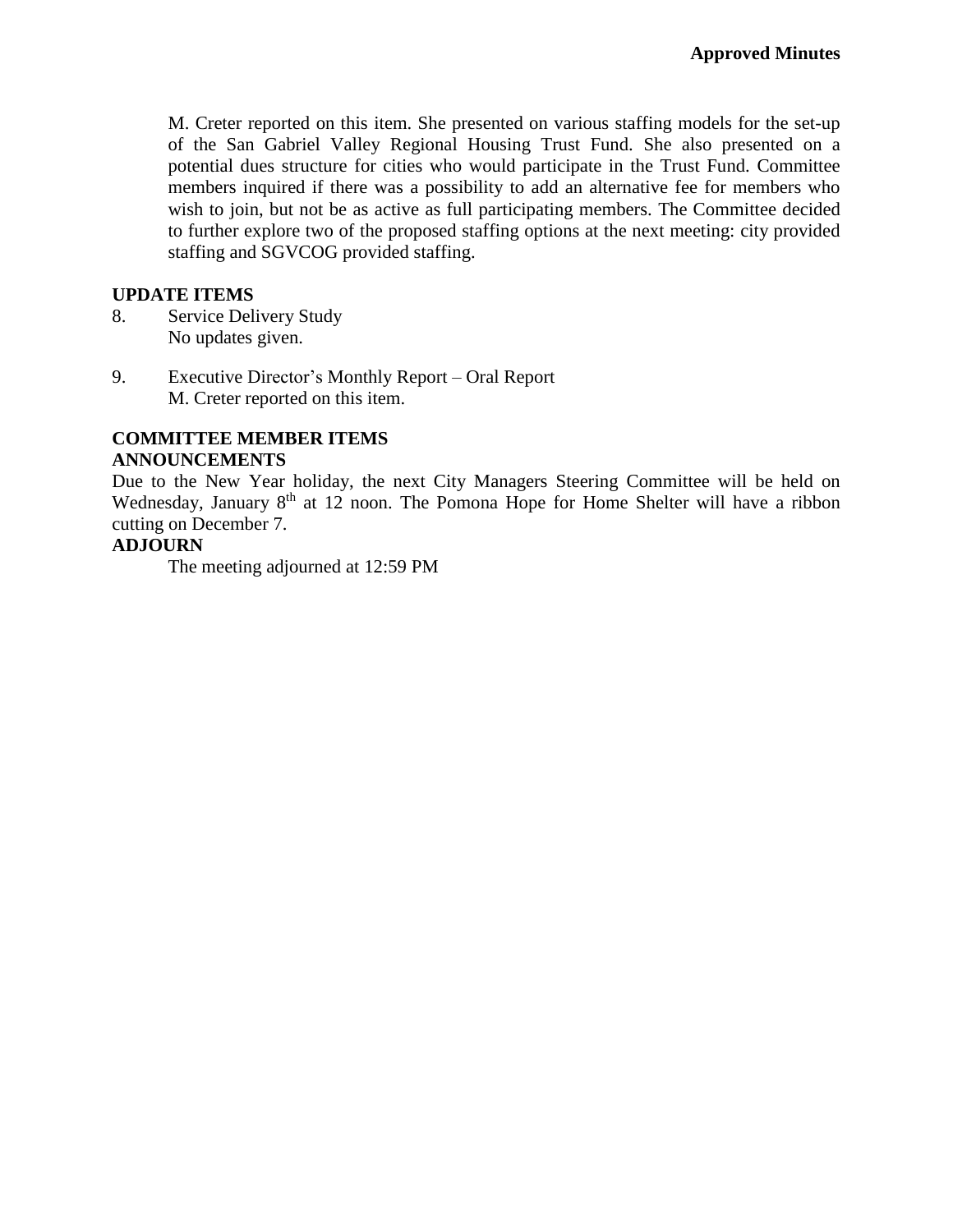M. Creter reported on this item. She presented on various staffing models for the set-up of the San Gabriel Valley Regional Housing Trust Fund. She also presented on a potential dues structure for cities who would participate in the Trust Fund. Committee members inquired if there was a possibility to add an alternative fee for members who wish to join, but not be as active as full participating members. The Committee decided to further explore two of the proposed staffing options at the next meeting: city provided staffing and SGVCOG provided staffing.

**UPDATE ITEMS**

8. Service Delivery Study
   No updates given.

9. Executive Director's Monthly Report – Oral Report
   M. Creter reported on this item.

**COMMITTEE MEMBER ITEMS**

**ANNOUNCEMENTS**

Due to the New Year holiday, the next City Managers Steering Committee will be held on Wednesday, January 8th at 12 noon. The Pomona Hope for Home Shelter will have a ribbon cutting on December 7.

**ADJOURN**

The meeting adjourned at 12:59 PM